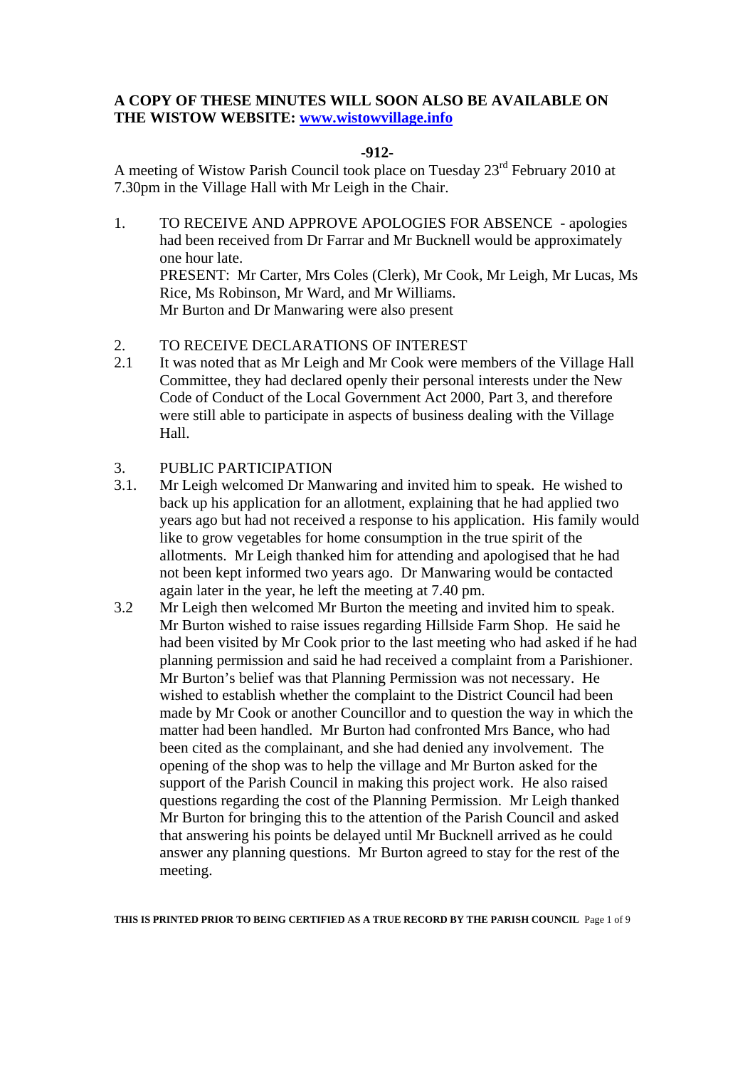**A COPY OF THESE MINUTES WILL SOON ALSO BE AVAILABLE ON THE WISTOW WEBSITE: [www.wistowvillage.info](http://www.wistowvillage.info)**

**-912-**

A meeting of Wistow Parish Council took place on Tuesday 23rd February 2010 at 7.30pm in the Village Hall with Mr Leigh in the Chair.

1. TO RECEIVE AND APPROVE APOLOGIES FOR ABSENCE - apologies had been received from Dr Farrar and Mr Bucknell would be approximately one hour late.
   PRESENT: Mr Carter, Mrs Coles (Clerk), Mr Cook, Mr Leigh, Mr Lucas, Ms Rice, Ms Robinson, Mr Ward, and Mr Williams.
   Mr Burton and Dr Manwaring were also present

2. TO RECEIVE DECLARATIONS OF INTEREST

2.1 It was noted that as Mr Leigh and Mr Cook were members of the Village Hall Committee, they had declared openly their personal interests under the New Code of Conduct of the Local Government Act 2000, Part 3, and therefore were still able to participate in aspects of business dealing with the Village Hall.

3. PUBLIC PARTICIPATION

3.1. Mr Leigh welcomed Dr Manwaring and invited him to speak. He wished to back up his application for an allotment, explaining that he had applied two years ago but had not received a response to his application. His family would like to grow vegetables for home consumption in the true spirit of the allotments. Mr Leigh thanked him for attending and apologised that he had not been kept informed two years ago. Dr Manwaring would be contacted again later in the year, he left the meeting at 7.40 pm.

3.2 Mr Leigh then welcomed Mr Burton the meeting and invited him to speak. Mr Burton wished to raise issues regarding Hillside Farm Shop. He said he had been visited by Mr Cook prior to the last meeting who had asked if he had planning permission and said he had received a complaint from a Parishioner. Mr Burton's belief was that Planning Permission was not necessary. He wished to establish whether the complaint to the District Council had been made by Mr Cook or another Councillor and to question the way in which the matter had been handled. Mr Burton had confronted Mrs Bance, who had been cited as the complainant, and she had denied any involvement. The opening of the shop was to help the village and Mr Burton asked for the support of the Parish Council in making this project work. He also raised questions regarding the cost of the Planning Permission. Mr Leigh thanked Mr Burton for bringing this to the attention of the Parish Council and asked that answering his points be delayed until Mr Bucknell arrived as he could answer any planning questions. Mr Burton agreed to stay for the rest of the meeting.

**THIS IS PRINTED PRIOR TO BEING CERTIFIED AS A TRUE RECORD BY THE PARISH COUNCIL**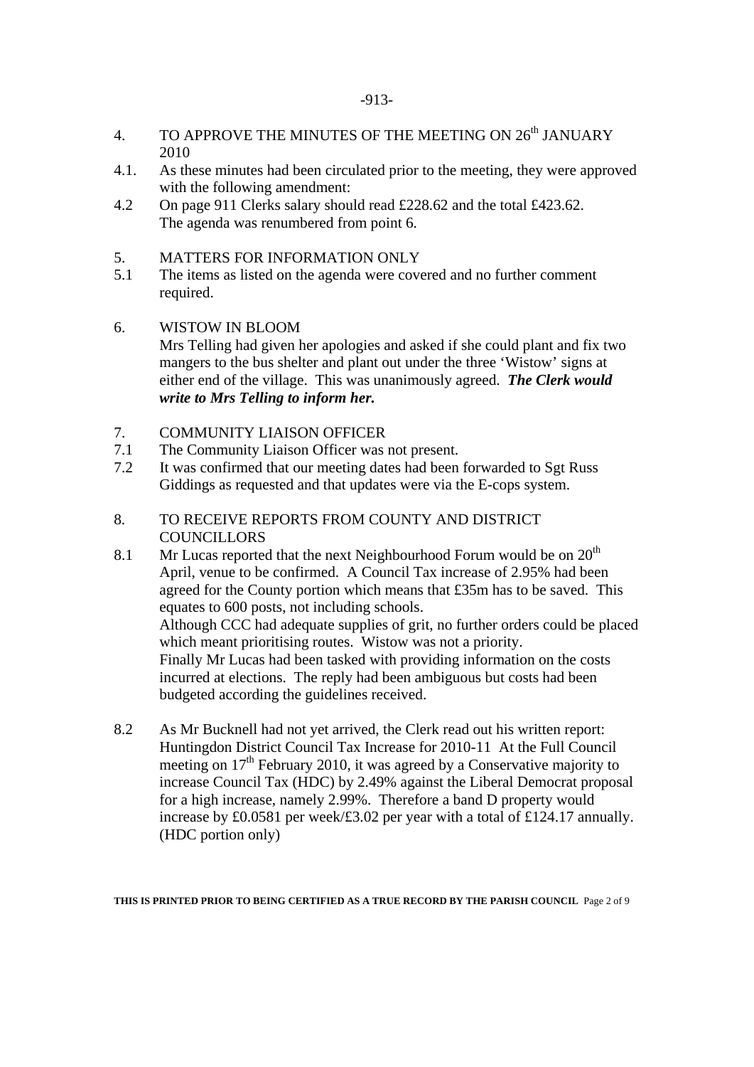4. TO APPROVE THE MINUTES OF THE MEETING ON 26th JANUARY 2010

4.1. As these minutes had been circulated prior to the meeting, they were approved with the following amendment:

4.2 On page 911 Clerks salary should read £228.62 and the total £423.62. The agenda was renumbered from point 6.

5. MATTERS FOR INFORMATION ONLY

5.1 The items as listed on the agenda were covered and no further comment required.

6. WISTOW IN BLOOM

Mrs Telling had given her apologies and asked if she could plant and fix two mangers to the bus shelter and plant out under the three 'Wistow' signs at either end of the village. This was unanimously agreed. ***The Clerk would write to Mrs Telling to inform her.***

7. COMMUNITY LIAISON OFFICER

7.1 The Community Liaison Officer was not present.

7.2 It was confirmed that our meeting dates had been forwarded to Sgt Russ Giddings as requested and that updates were via the E-cops system.

8. TO RECEIVE REPORTS FROM COUNTY AND DISTRICT COUNCILLORS

8.1 Mr Lucas reported that the next Neighbourhood Forum would be on 20th April, venue to be confirmed. A Council Tax increase of 2.95% had been agreed for the County portion which means that £35m has to be saved. This equates to 600 posts, not including schools.
Although CCC had adequate supplies of grit, no further orders could be placed which meant prioritising routes. Wistow was not a priority.
Finally Mr Lucas had been tasked with providing information on the costs incurred at elections. The reply had been ambiguous but costs had been budgeted according the guidelines received.

8.2 As Mr Bucknell had not yet arrived, the Clerk read out his written report: Huntingdon District Council Tax Increase for 2010-11 At the Full Council meeting on 17th February 2010, it was agreed by a Conservative majority to increase Council Tax (HDC) by 2.49% against the Liberal Democrat proposal for a high increase, namely 2.99%. Therefore a band D property would increase by £0.0581 per week/£3.02 per year with a total of £124.17 annually. (HDC portion only)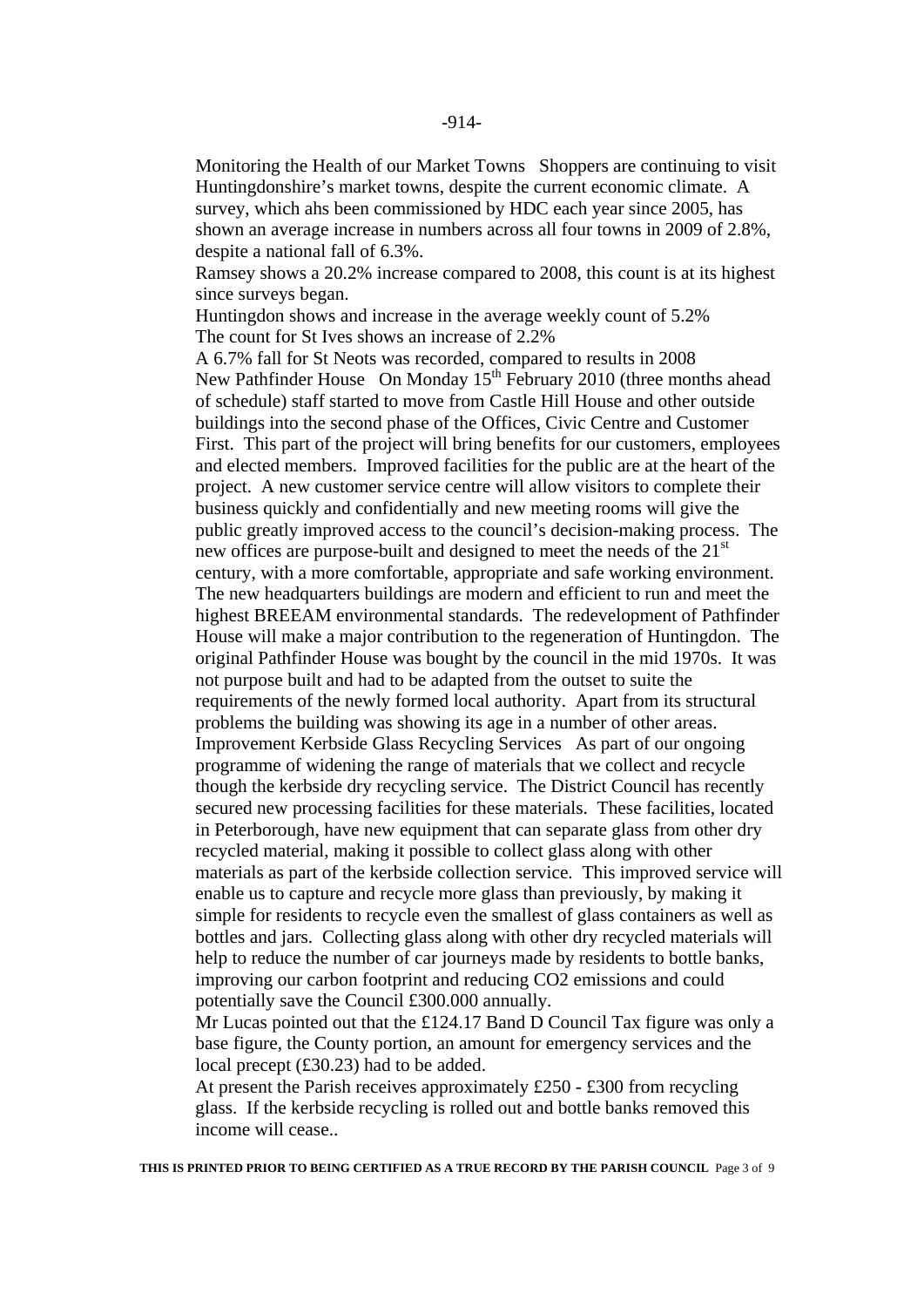Monitoring the Health of our Market Towns Shoppers are continuing to visit Huntingdonshire's market towns, despite the current economic climate. A survey, which ahs been commissioned by HDC each year since 2005, has shown an average increase in numbers across all four towns in 2009 of 2.8%, despite a national fall of 6.3%.
Ramsey shows a 20.2% increase compared to 2008, this count is at its highest since surveys began.
Huntingdon shows and increase in the average weekly count of 5.2%
The count for St Ives shows an increase of 2.2%
A 6.7% fall for St Neots was recorded, compared to results in 2008
New Pathfinder House On Monday 15th February 2010 (three months ahead of schedule) staff started to move from Castle Hill House and other outside buildings into the second phase of the Offices, Civic Centre and Customer First. This part of the project will bring benefits for our customers, employees and elected members. Improved facilities for the public are at the heart of the project. A new customer service centre will allow visitors to complete their business quickly and confidentially and new meeting rooms will give the public greatly improved access to the council's decision-making process. The new offices are purpose-built and designed to meet the needs of the 21st century, with a more comfortable, appropriate and safe working environment. The new headquarters buildings are modern and efficient to run and meet the highest BREEAM environmental standards. The redevelopment of Pathfinder House will make a major contribution to the regeneration of Huntingdon. The original Pathfinder House was bought by the council in the mid 1970s. It was not purpose built and had to be adapted from the outset to suite the requirements of the newly formed local authority. Apart from its structural problems the building was showing its age in a number of other areas.
Improvement Kerbside Glass Recycling Services As part of our ongoing programme of widening the range of materials that we collect and recycle though the kerbside dry recycling service. The District Council has recently secured new processing facilities for these materials. These facilities, located in Peterborough, have new equipment that can separate glass from other dry recycled material, making it possible to collect glass along with other materials as part of the kerbside collection service. This improved service will enable us to capture and recycle more glass than previously, by making it simple for residents to recycle even the smallest of glass containers as well as bottles and jars. Collecting glass along with other dry recycled materials will help to reduce the number of car journeys made by residents to bottle banks, improving our carbon footprint and reducing CO2 emissions and could potentially save the Council £300.000 annually.
Mr Lucas pointed out that the £124.17 Band D Council Tax figure was only a base figure, the County portion, an amount for emergency services and the local precept (£30.23) had to be added.
At present the Parish receives approximately £250 - £300 from recycling glass. If the kerbside recycling is rolled out and bottle banks removed this income will cease..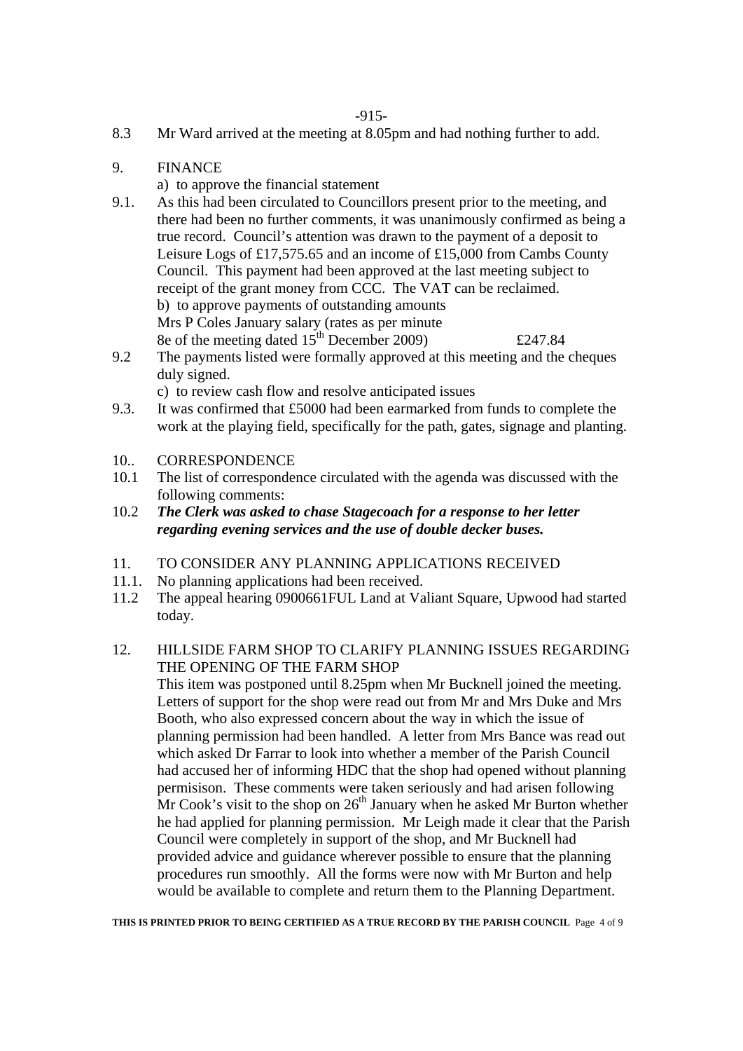8.3 Mr Ward arrived at the meeting at 8.05pm and had nothing further to add.

9. FINANCE

a) to approve the financial statement

9.1. As this had been circulated to Councillors present prior to the meeting, and there had been no further comments, it was unanimously confirmed as being a true record. Council's attention was drawn to the payment of a deposit to Leisure Logs of £17,575.65 and an income of £15,000 from Cambs County Council. This payment had been approved at the last meeting subject to receipt of the grant money from CCC. The VAT can be reclaimed.

b) to approve payments of outstanding amounts

Mrs P Coles January salary (rates as per minute 8e of the meeting dated 15th December 2009) £247.84

9.2 The payments listed were formally approved at this meeting and the cheques duly signed.

c) to review cash flow and resolve anticipated issues

9.3. It was confirmed that £5000 had been earmarked from funds to complete the work at the playing field, specifically for the path, gates, signage and planting.

10.. CORRESPONDENCE

10.1 The list of correspondence circulated with the agenda was discussed with the following comments:

10.2 ***The Clerk was asked to chase Stagecoach for a response to her letter regarding evening services and the use of double decker buses.***

11. TO CONSIDER ANY PLANNING APPLICATIONS RECEIVED

11.1. No planning applications had been received.

11.2 The appeal hearing 0900661FUL Land at Valiant Square, Upwood had started today.

12. HILLSIDE FARM SHOP TO CLARIFY PLANNING ISSUES REGARDING THE OPENING OF THE FARM SHOP

This item was postponed until 8.25pm when Mr Bucknell joined the meeting. Letters of support for the shop were read out from Mr and Mrs Duke and Mrs Booth, who also expressed concern about the way in which the issue of planning permission had been handled. A letter from Mrs Bance was read out which asked Dr Farrar to look into whether a member of the Parish Council had accused her of informing HDC that the shop had opened without planning permisison. These comments were taken seriously and had arisen following Mr Cook's visit to the shop on 26th January when he asked Mr Burton whether he had applied for planning permission. Mr Leigh made it clear that the Parish Council were completely in support of the shop, and Mr Bucknell had provided advice and guidance wherever possible to ensure that the planning procedures run smoothly. All the forms were now with Mr Burton and help would be available to complete and return them to the Planning Department.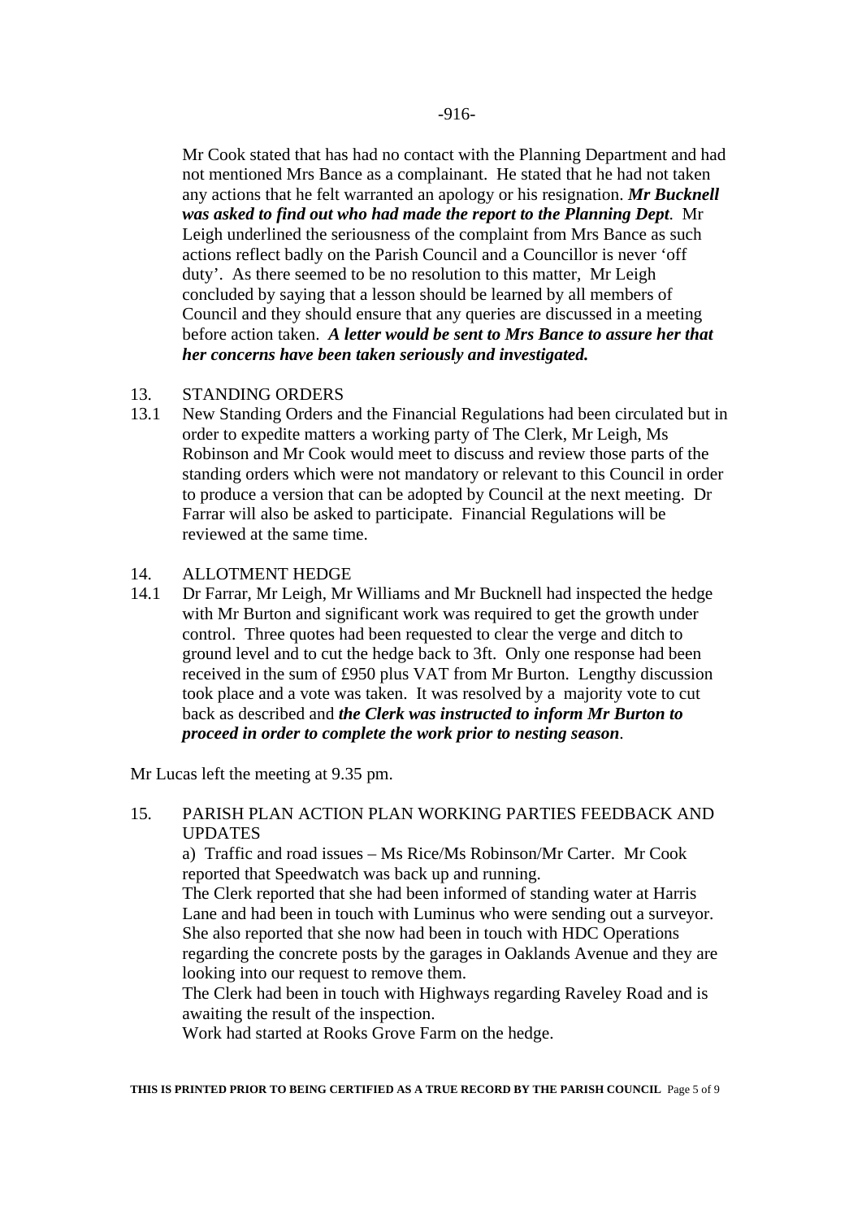Mr Cook stated that has had no contact with the Planning Department and had not mentioned Mrs Bance as a complainant. He stated that he had not taken any actions that he felt warranted an apology or his resignation. ***Mr Bucknell was asked to find out who had made the report to the Planning Dept***. Mr Leigh underlined the seriousness of the complaint from Mrs Bance as such actions reflect badly on the Parish Council and a Councillor is never 'off duty'. As there seemed to be no resolution to this matter, Mr Leigh concluded by saying that a lesson should be learned by all members of Council and they should ensure that any queries are discussed in a meeting before action taken. ***A letter would be sent to Mrs Bance to assure her that her concerns have been taken seriously and investigated.***

13. STANDING ORDERS

13.1 New Standing Orders and the Financial Regulations had been circulated but in order to expedite matters a working party of The Clerk, Mr Leigh, Ms Robinson and Mr Cook would meet to discuss and review those parts of the standing orders which were not mandatory or relevant to this Council in order to produce a version that can be adopted by Council at the next meeting. Dr Farrar will also be asked to participate. Financial Regulations will be reviewed at the same time.

14. ALLOTMENT HEDGE

14.1 Dr Farrar, Mr Leigh, Mr Williams and Mr Bucknell had inspected the hedge with Mr Burton and significant work was required to get the growth under control. Three quotes had been requested to clear the verge and ditch to ground level and to cut the hedge back to 3ft. Only one response had been received in the sum of £950 plus VAT from Mr Burton. Lengthy discussion took place and a vote was taken. It was resolved by a majority vote to cut back as described and ***the Clerk was instructed to inform Mr Burton to proceed in order to complete the work prior to nesting season***.

Mr Lucas left the meeting at 9.35 pm.

15. PARISH PLAN ACTION PLAN WORKING PARTIES FEEDBACK AND UPDATES

a) Traffic and road issues – Ms Rice/Ms Robinson/Mr Carter. Mr Cook reported that Speedwatch was back up and running.

The Clerk reported that she had been informed of standing water at Harris Lane and had been in touch with Luminus who were sending out a surveyor. She also reported that she now had been in touch with HDC Operations regarding the concrete posts by the garages in Oaklands Avenue and they are looking into our request to remove them.

The Clerk had been in touch with Highways regarding Raveley Road and is awaiting the result of the inspection.

Work had started at Rooks Grove Farm on the hedge.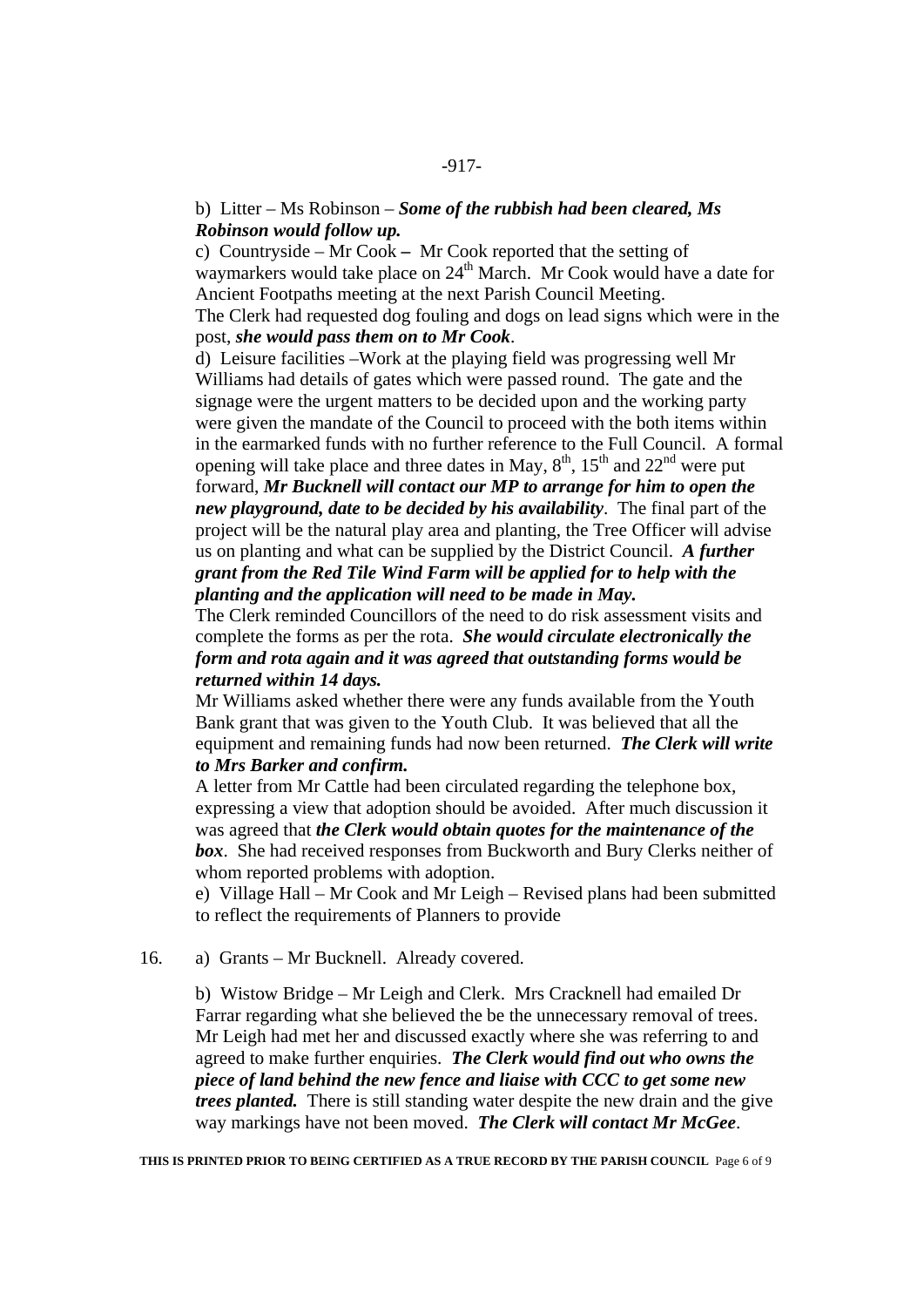b) Litter – Ms Robinson – ***Some of the rubbish had been cleared, Ms Robinson would follow up.***

c) Countryside – Mr Cook – Mr Cook reported that the setting of waymarkers would take place on 24th March. Mr Cook would have a date for Ancient Footpaths meeting at the next Parish Council Meeting.

The Clerk had requested dog fouling and dogs on lead signs which were in the post, ***she would pass them on to Mr Cook***.

d) Leisure facilities –Work at the playing field was progressing well Mr Williams had details of gates which were passed round. The gate and the signage were the urgent matters to be decided upon and the working party were given the mandate of the Council to proceed with the both items within in the earmarked funds with no further reference to the Full Council. A formal opening will take place and three dates in May, 8th, 15th and 22nd were put forward, ***Mr Bucknell will contact our MP to arrange for him to open the new playground, date to be decided by his availability***. The final part of the project will be the natural play area and planting, the Tree Officer will advise us on planting and what can be supplied by the District Council. ***A further grant from the Red Tile Wind Farm will be applied for to help with the planting and the application will need to be made in May.***

The Clerk reminded Councillors of the need to do risk assessment visits and complete the forms as per the rota. ***She would circulate electronically the form and rota again and it was agreed that outstanding forms would be returned within 14 days.***

Mr Williams asked whether there were any funds available from the Youth Bank grant that was given to the Youth Club. It was believed that all the equipment and remaining funds had now been returned. ***The Clerk will write to Mrs Barker and confirm.***

A letter from Mr Cattle had been circulated regarding the telephone box, expressing a view that adoption should be avoided. After much discussion it was agreed that ***the Clerk would obtain quotes for the maintenance of the box***. She had received responses from Buckworth and Bury Clerks neither of whom reported problems with adoption.

e) Village Hall – Mr Cook and Mr Leigh – Revised plans had been submitted to reflect the requirements of Planners to provide

16. a) Grants – Mr Bucknell. Already covered.

b) Wistow Bridge – Mr Leigh and Clerk. Mrs Cracknell had emailed Dr Farrar regarding what she believed the be the unnecessary removal of trees. Mr Leigh had met her and discussed exactly where she was referring to and agreed to make further enquiries. ***The Clerk would find out who owns the piece of land behind the new fence and liaise with CCC to get some new trees planted.*** There is still standing water despite the new drain and the give way markings have not been moved. ***The Clerk will contact Mr McGee***.

**THIS IS PRINTED PRIOR TO BEING CERTIFIED AS A TRUE RECORD BY THE PARISH COUNCIL**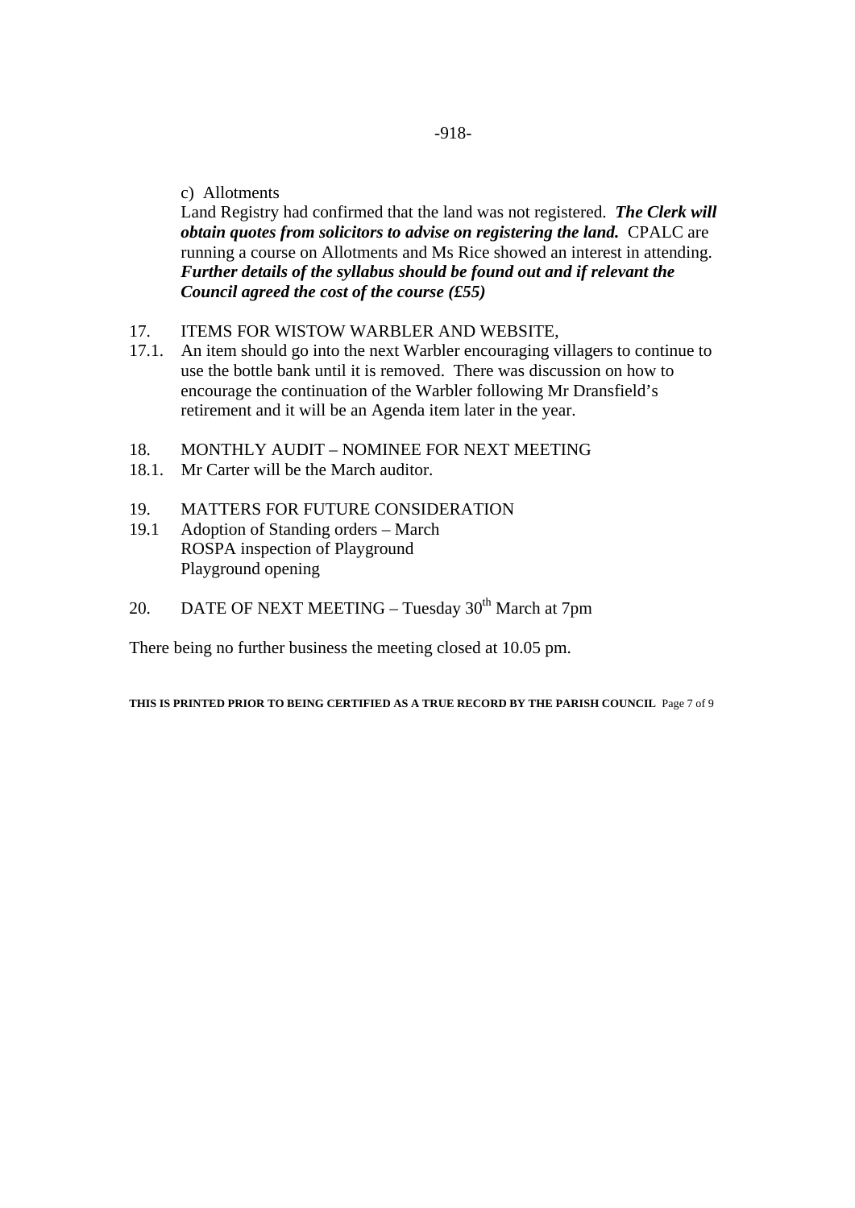c) Allotments

Land Registry had confirmed that the land was not registered. ***The Clerk will obtain quotes from solicitors to advise on registering the land.*** CPALC are running a course on Allotments and Ms Rice showed an interest in attending. ***Further details of the syllabus should be found out and if relevant the Council agreed the cost of the course (£55)***

17. ITEMS FOR WISTOW WARBLER AND WEBSITE,

17.1. An item should go into the next Warbler encouraging villagers to continue to use the bottle bank until it is removed. There was discussion on how to encourage the continuation of the Warbler following Mr Dransfield's retirement and it will be an Agenda item later in the year.

18. MONTHLY AUDIT – NOMINEE FOR NEXT MEETING

18.1. Mr Carter will be the March auditor.

19. MATTERS FOR FUTURE CONSIDERATION

19.1 Adoption of Standing orders – March
ROSPA inspection of Playground
Playground opening

20. DATE OF NEXT MEETING – Tuesday 30th March at 7pm

There being no further business the meeting closed at 10.05 pm.

**THIS IS PRINTED PRIOR TO BEING CERTIFIED AS A TRUE RECORD BY THE PARISH COUNCIL**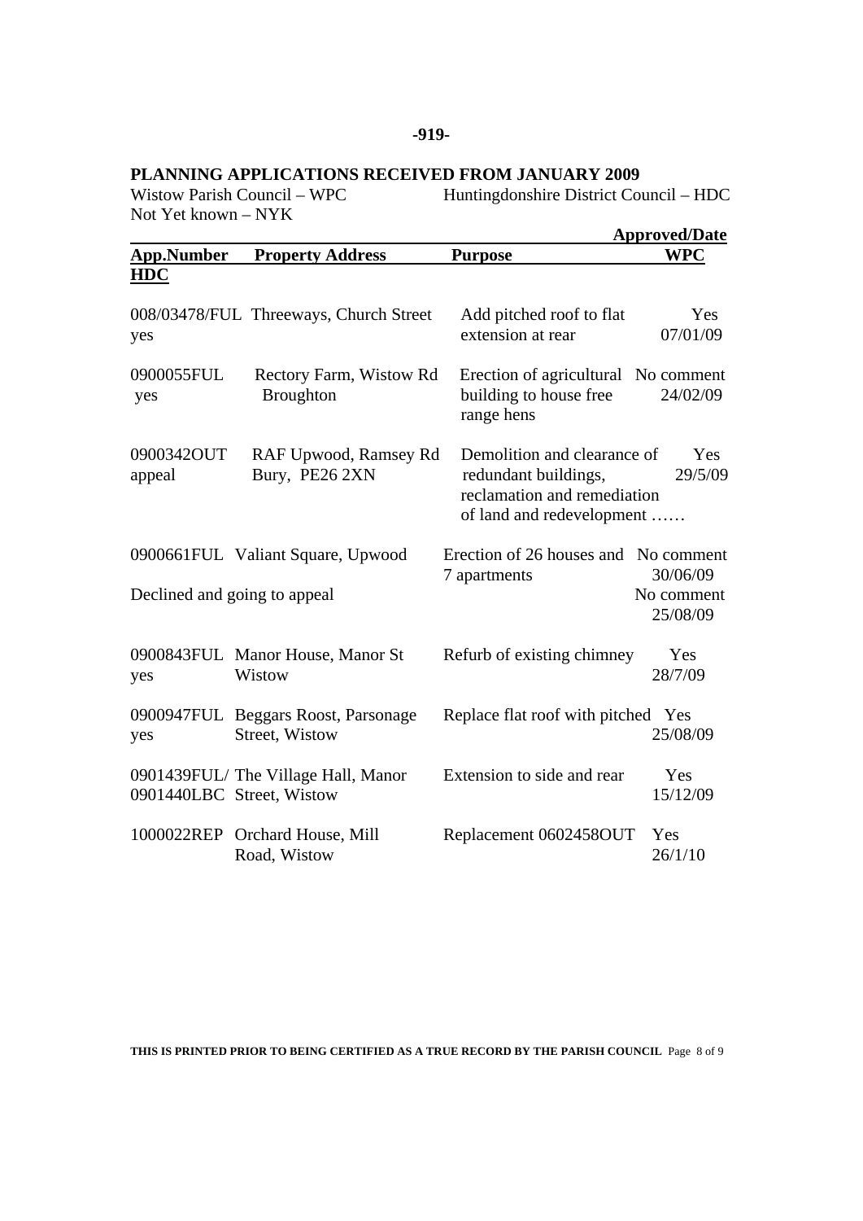-919-

## PLANNING APPLICATIONS RECEIVED FROM JANUARY 2009

Wistow Parish Council – WPC  Huntingdonshire District Council – HDC
Not Yet known – NYK

| App.Number | Property Address | Purpose | Approved/Date WPC | HDC |
|---|---|---|---|---|
| 008/03478/FUL | Threeways, Church Street | Add pitched roof to flat extension at rear | Yes 07/01/09 | yes |
| 0900055FUL | Rectory Farm, Wistow Rd Broughton | Erection of agricultural building to house free range hens | No comment 24/02/09 | yes |
| 0900342OUT | RAF Upwood, Ramsey Rd Bury, PE26 2XN | Demolition and clearance of redundant buildings, reclamation and remediation of land and redevelopment …… | Yes 29/5/09 | appeal |
| 0900661FUL | Valiant Square, Upwood | Erection of 26 houses and 7 apartments | No comment 30/06/09 No comment 25/08/09 | Declined and going to appeal |
| 0900843FUL | Manor House, Manor St Wistow | Refurb of existing chimney | Yes 28/7/09 | yes |
| 0900947FUL | Beggars Roost, Parsonage Street, Wistow | Replace flat roof with pitched | Yes 25/08/09 | yes |
| 0901439FUL/ 0901440LBC | The Village Hall, Manor Street, Wistow | Extension to side and rear | Yes 15/12/09 | |
| 1000022REP | Orchard House, Mill Road, Wistow | Replacement 0602458OUT | Yes 26/1/10 | |

**THIS IS PRINTED PRIOR TO BEING CERTIFIED AS A TRUE RECORD BY THE PARISH COUNCIL**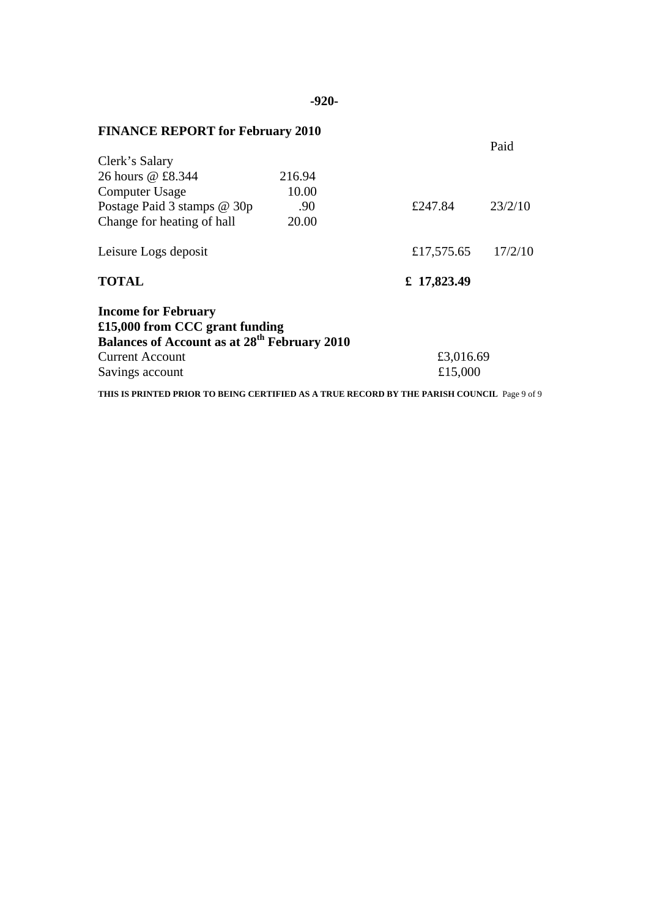-920-

## FINANCE REPORT for February 2010

| | | | |
|---|---|---|---|
| | | | Paid |
| Clerk's Salary | | | |
| 26 hours @ £8.344 | 216.94 | | |
| Computer Usage | 10.00 | | |
| Postage Paid 3 stamps @ 30p | .90 | £247.84 | 23/2/10 |
| Change for heating of hall | 20.00 | | |
| Leisure Logs deposit | | £17,575.65 | 17/2/10 |
| **TOTAL** | | **£ 17,823.49** | |

**Income for February**
**£15,000 from CCC grant funding**
**Balances of Account as at 28th February 2010**

| | |
|---|---|
| Current Account | £3,016.69 |
| Savings account | £15,000 |

**THIS IS PRINTED PRIOR TO BEING CERTIFIED AS A TRUE RECORD BY THE PARISH COUNCIL**